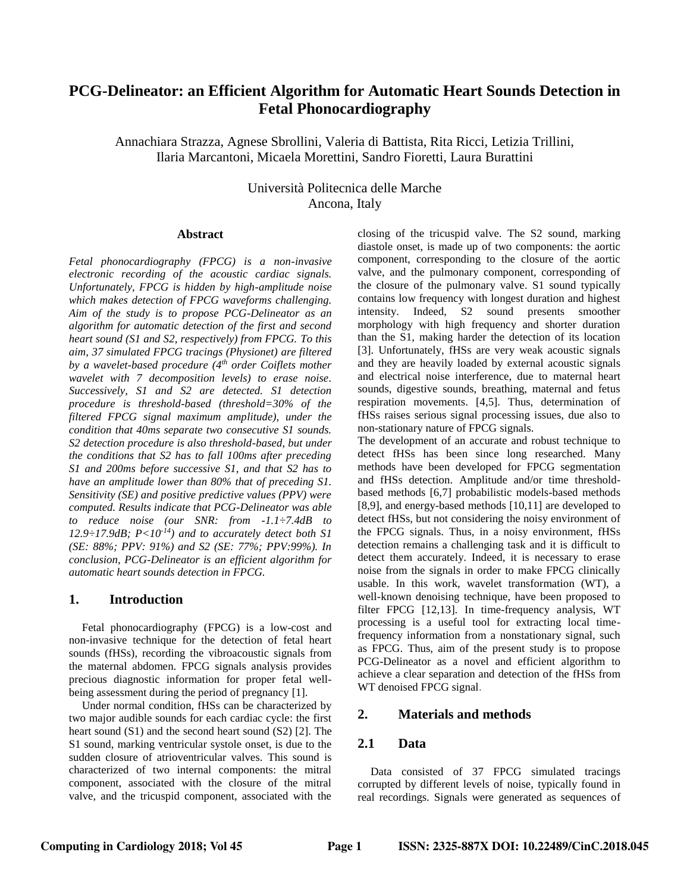# PCG-Delineator: an Efficient Algorithm for Automatic Heart Sounds Detection in Fetal Phonocardiography

Annachiara Strazza, Agnese Sbrollini, Valeria di Battista, Rita Ricci, Letizia Trillini, Ilaria Marcantoni, Micaela Morettini, Sandro Fioretti, Laura Burattini

Università Politecnica delle Marche
Ancona, Italy

### Abstract

*Fetal phonocardiography (FPCG) is a non-invasive electronic recording of the acoustic cardiac signals. Unfortunately, FPCG is hidden by high-amplitude noise which makes detection of FPCG waveforms challenging. Aim of the study is to propose PCG-Delineator as an algorithm for automatic detection of the first and second heart sound (S1 and S2, respectively) from FPCG. To this aim, 37 simulated FPCG tracings (Physionet) are filtered by a wavelet-based procedure (4th order Coiflets mother wavelet with 7 decomposition levels) to erase noise. Successively, S1 and S2 are detected. S1 detection procedure is threshold-based (threshold=30% of the filtered FPCG signal maximum amplitude), under the condition that 40ms separate two consecutive S1 sounds. S2 detection procedure is also threshold-based, but under the conditions that S2 has to fall 100ms after preceding S1 and 200ms before successive S1, and that S2 has to have an amplitude lower than 80% that of preceding S1. Sensitivity (SE) and positive predictive values (PPV) were computed. Results indicate that PCG-Delineator was able to reduce noise (our SNR: from -1.1÷7.4dB to 12.9÷17.9dB; $P<10^{-14}$) and to accurately detect both S1 (SE: 88%; PPV: 91%) and S2 (SE: 77%; PPV:99%). In conclusion, PCG-Delineator is an efficient algorithm for automatic heart sounds detection in FPCG.*

## 1. Introduction

Fetal phonocardiography (FPCG) is a low-cost and non-invasive technique for the detection of fetal heart sounds (fHSs), recording the vibroacoustic signals from the maternal abdomen. FPCG signals analysis provides precious diagnostic information for proper fetal well-being assessment during the period of pregnancy [1].

Under normal condition, fHSs can be characterized by two major audible sounds for each cardiac cycle: the first heart sound (S1) and the second heart sound (S2) [2]. The S1 sound, marking ventricular systole onset, is due to the sudden closure of atrioventricular valves. This sound is characterized of two internal components: the mitral component, associated with the closure of the mitral valve, and the tricuspid component, associated with the closing of the tricuspid valve. The S2 sound, marking diastole onset, is made up of two components: the aortic component, corresponding to the closure of the aortic valve, and the pulmonary component, corresponding of the closure of the pulmonary valve. S1 sound typically contains low frequency with longest duration and highest intensity. Indeed, S2 sound presents smoother morphology with high frequency and shorter duration than the S1, making harder the detection of its location [3]. Unfortunately, fHSs are very weak acoustic signals and they are heavily loaded by external acoustic signals and electrical noise interference, due to maternal heart sounds, digestive sounds, breathing, maternal and fetus respiration movements. [4,5]. Thus, determination of fHSs raises serious signal processing issues, due also to non-stationary nature of FPCG signals.

The development of an accurate and robust technique to detect fHSs has been since long researched. Many methods have been developed for FPCG segmentation and fHSs detection. Amplitude and/or time threshold-based methods [6,7] probabilistic models-based methods [8,9], and energy-based methods [10,11] are developed to detect fHSs, but not considering the noisy environment of the FPCG signals. Thus, in a noisy environment, fHSs detection remains a challenging task and it is difficult to detect them accurately. Indeed, it is necessary to erase noise from the signals in order to make FPCG clinically usable. In this work, wavelet transformation (WT), a well-known denoising technique, have been proposed to filter FPCG [12,13]. In time-frequency analysis, WT processing is a useful tool for extracting local time-frequency information from a nonstationary signal, such as FPCG. Thus, aim of the present study is to propose PCG-Delineator as a novel and efficient algorithm to achieve a clear separation and detection of the fHSs from WT denoised FPCG signal.

## 2. Materials and methods

## 2.1 Data

Data consisted of 37 FPCG simulated tracings corrupted by different levels of noise, typically found in real recordings. Signals were generated as sequences of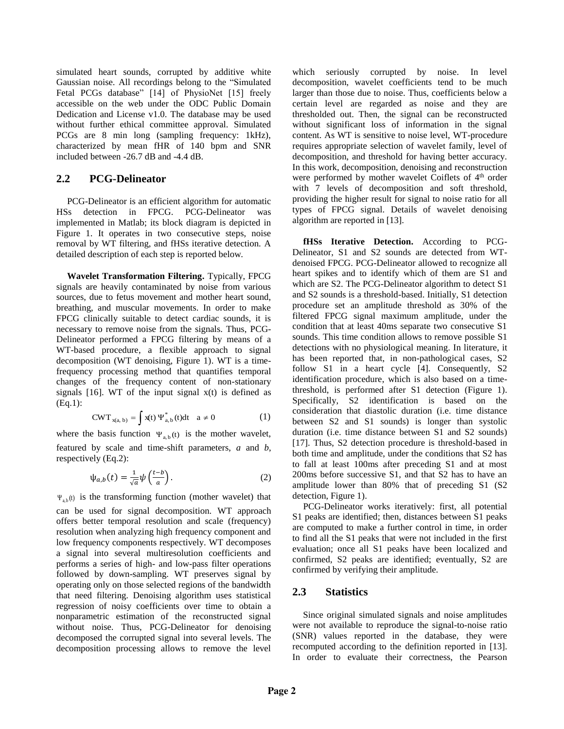simulated heart sounds, corrupted by additive white Gaussian noise. All recordings belong to the "Simulated Fetal PCGs database" [14] of PhysioNet [15] freely accessible on the web under the ODC Public Domain Dedication and License v1.0. The database may be used without further ethical committee approval. Simulated PCGs are 8 min long (sampling frequency: 1kHz), characterized by mean fHR of 140 bpm and SNR included between -26.7 dB and -4.4 dB.

## 2.2 PCG-Delineator

PCG-Delineator is an efficient algorithm for automatic HSs detection in FPCG. PCG-Delineator was implemented in Matlab; its block diagram is depicted in Figure 1. It operates in two consecutive steps, noise removal by WT filtering, and fHSs iterative detection. A detailed description of each step is reported below.

**Wavelet Transformation Filtering.** Typically, FPCG signals are heavily contaminated by noise from various sources, due to fetus movement and mother heart sound, breathing, and muscular movements. In order to make FPCG clinically suitable to detect cardiac sounds, it is necessary to remove noise from the signals. Thus, PCG-Delineator performed a FPCG filtering by means of a WT-based procedure, a flexible approach to signal decomposition (WT denoising, Figure 1). WT is a time-frequency processing method that quantifies temporal changes of the frequency content of non-stationary signals [16]. WT of the input signal x(t) is defined as (Eq.1):

$$CWT_{x(a,\,b)} = \int x(t)\,\Psi^{*}_{a,\,b}(t)dt \quad a \neq 0 \qquad (1)$$

where the basis function $\Psi_{a,b}(t)$ is the mother wavelet, featured by scale and time-shift parameters, *a* and *b*, respectively (Eq.2):

$$\psi_{a,b}(t) = \frac{1}{\sqrt{a}}\psi\left(\frac{t-b}{a}\right). \qquad (2)$$

$\Psi_{a,b}(t)$ is the transforming function (mother wavelet) that can be used for signal decomposition. WT approach offers better temporal resolution and scale (frequency) resolution when analyzing high frequency component and low frequency components respectively. WT decomposes a signal into several multiresolution coefficients and performs a series of high- and low-pass filter operations followed by down-sampling. WT preserves signal by operating only on those selected regions of the bandwidth that need filtering. Denoising algorithm uses statistical regression of noisy coefficients over time to obtain a nonparametric estimation of the reconstructed signal without noise. Thus, PCG-Delineator for denoising decomposed the corrupted signal into several levels. The decomposition processing allows to remove the level which seriously corrupted by noise. In level decomposition, wavelet coefficients tend to be much larger than those due to noise. Thus, coefficients below a certain level are regarded as noise and they are thresholded out. Then, the signal can be reconstructed without significant loss of information in the signal content. As WT is sensitive to noise level, WT-procedure requires appropriate selection of wavelet family, level of decomposition, and threshold for having better accuracy. In this work, decomposition, denoising and reconstruction were performed by mother wavelet Coiflets of 4$^{th}$ order with 7 levels of decomposition and soft threshold, providing the higher result for signal to noise ratio for all types of FPCG signal. Details of wavelet denoising algorithm are reported in [13].

**fHSs Iterative Detection.** According to PCG-Delineator, S1 and S2 sounds are detected from WT-denoised FPCG. PCG-Delineator allowed to recognize all heart spikes and to identify which of them are S1 and which are S2. The PCG-Delineator algorithm to detect S1 and S2 sounds is a threshold-based. Initially, S1 detection procedure set an amplitude threshold as 30% of the filtered FPCG signal maximum amplitude, under the condition that at least 40ms separate two consecutive S1 sounds. This time condition allows to remove possible S1 detections with no physiological meaning. In literature, it has been reported that, in non-pathological cases, S2 follow S1 in a heart cycle [4]. Consequently, S2 identification procedure, which is also based on a time-threshold, is performed after S1 detection (Figure 1). Specifically, S2 identification is based on the consideration that diastolic duration (i.e. time distance between S2 and S1 sounds) is longer than systolic duration (i.e. time distance between S1 and S2 sounds) [17]. Thus, S2 detection procedure is threshold-based in both time and amplitude, under the conditions that S2 has to fall at least 100ms after preceding S1 and at most 200ms before successive S1, and that S2 has to have an amplitude lower than 80% that of preceding S1 (S2 detection, Figure 1).

PCG-Delineator works iteratively: first, all potential S1 peaks are identified; then, distances between S1 peaks are computed to make a further control in time, in order to find all the S1 peaks that were not included in the first evaluation; once all S1 peaks have been localized and confirmed, S2 peaks are identified; eventually, S2 are confirmed by verifying their amplitude.

## 2.3 Statistics

Since original simulated signals and noise amplitudes were not available to reproduce the signal-to-noise ratio (SNR) values reported in the database, they were recomputed according to the definition reported in [13]. In order to evaluate their correctness, the Pearson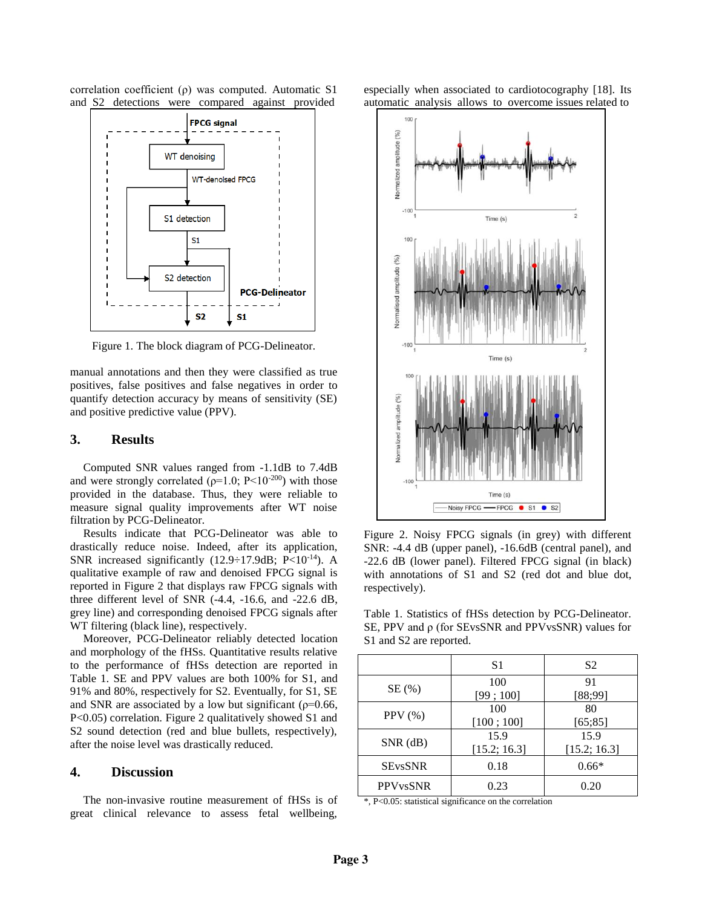correlation coefficient (ρ) was computed. Automatic S1 and S2 detections were compared against provided manual annotations and then they were classified as true positives, false positives and false negatives in order to quantify detection accuracy by means of sensitivity (SE) and positive predictive value (PPV).

Figure 1. The block diagram of PCG-Delineator.

## 3. Results

Computed SNR values ranged from -1.1dB to 7.4dB and were strongly correlated ($\rho$=1.0; $P<10^{-200}$) with those provided in the database. Thus, they were reliable to measure signal quality improvements after WT noise filtration by PCG-Delineator.

Results indicate that PCG-Delineator was able to drastically reduce noise. Indeed, after its application, SNR increased significantly (12.9÷17.9dB; $P<10^{-14}$). A qualitative example of raw and denoised FPCG signal is reported in Figure 2 that displays raw FPCG signals with three different level of SNR (-4.4, -16.6, and -22.6 dB, grey line) and corresponding denoised FPCG signals after WT filtering (black line), respectively.

Moreover, PCG-Delineator reliably detected location and morphology of the fHSs. Quantitative results relative to the performance of fHSs detection are reported in Table 1. SE and PPV values are both 100% for S1, and 91% and 80%, respectively for S2. Eventually, for S1, SE and SNR are associated by a low but significant ($\rho$=0.66, P<0.05) correlation. Figure 2 qualitatively showed S1 and S2 sound detection (red and blue bullets, respectively), after the noise level was drastically reduced.

## 4. Discussion

The non-invasive routine measurement of fHSs is of great clinical relevance to assess fetal wellbeing, especially when associated to cardiotocography [18]. Its automatic analysis allows to overcome issues related to

Figure 2. Noisy FPCG signals (in grey) with different SNR: -4.4 dB (upper panel), -16.6dB (central panel), and -22.6 dB (lower panel). Filtered FPCG signal (in black) with annotations of S1 and S2 (red dot and blue dot, respectively).

Table 1. Statistics of fHSs detection by PCG-Delineator. SE, PPV and ρ (for SEvsSNR and PPVvsSNR) values for S1 and S2 are reported.

| | S1 | S2 |
|---|---|---|
| SE (%) | 100 [99 ; 100] | 91 [88;99] |
| PPV (%) | 100 [100 ; 100] | 80 [65;85] |
| SNR (dB) | 15.9 [15.2; 16.3] | 15.9 [15.2; 16.3] |
| SEvsSNR | 0.18 | 0.66* |
| PPVvsSNR | 0.23 | 0.20 |

*, P<0.05: statistical significance on the correlation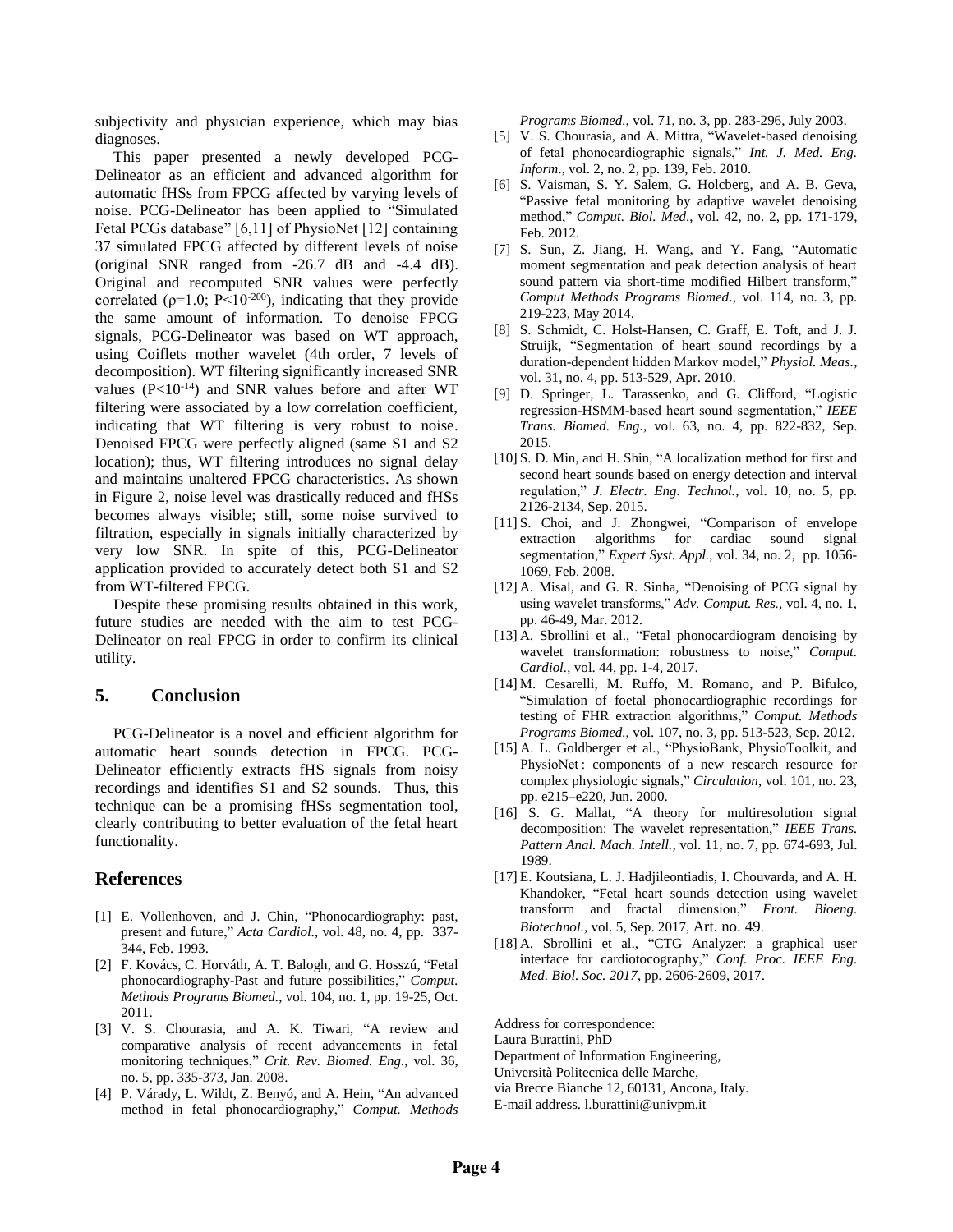subjectivity and physician experience, which may bias diagnoses.

This paper presented a newly developed PCG-Delineator as an efficient and advanced algorithm for automatic fHSs from FPCG affected by varying levels of noise. PCG-Delineator has been applied to "Simulated Fetal PCGs database" [6,11] of PhysioNet [12] containing 37 simulated FPCG affected by different levels of noise (original SNR ranged from -26.7 dB and -4.4 dB). Original and recomputed SNR values were perfectly correlated ($\rho$=1.0; P<$10^{-200}$), indicating that they provide the same amount of information. To denoise FPCG signals, PCG-Delineator was based on WT approach, using Coiflets mother wavelet (4th order, 7 levels of decomposition). WT filtering significantly increased SNR values (P<$10^{-14}$) and SNR values before and after WT filtering were associated by a low correlation coefficient, indicating that WT filtering is very robust to noise. Denoised FPCG were perfectly aligned (same S1 and S2 location); thus, WT filtering introduces no signal delay and maintains unaltered FPCG characteristics. As shown in Figure 2, noise level was drastically reduced and fHSs becomes always visible; still, some noise survived to filtration, especially in signals initially characterized by very low SNR. In spite of this, PCG-Delineator application provided to accurately detect both S1 and S2 from WT-filtered FPCG.

Despite these promising results obtained in this work, future studies are needed with the aim to test PCG-Delineator on real FPCG in order to confirm its clinical utility.

## 5. Conclusion

PCG-Delineator is a novel and efficient algorithm for automatic heart sounds detection in FPCG. PCG-Delineator efficiently extracts fHS signals from noisy recordings and identifies S1 and S2 sounds. Thus, this technique can be a promising fHSs segmentation tool, clearly contributing to better evaluation of the fetal heart functionality.

## References

[1] E. Vollenhoven, and J. Chin, "Phonocardiography: past, present and future," *Acta Cardiol.*, vol. 48, no. 4, pp. 337-344, Feb. 1993.

[2] F. Kovács, C. Horváth, A. T. Balogh, and G. Hosszú, "Fetal phonocardiography-Past and future possibilities," *Comput. Methods Programs Biomed.*, vol. 104, no. 1, pp. 19-25, Oct. 2011.

[3] V. S. Chourasia, and A. K. Tiwari, "A review and comparative analysis of recent advancements in fetal monitoring techniques," *Crit. Rev. Biomed. Eng.*, vol. 36, no. 5, pp. 335-373, Jan. 2008.

[4] P. Várady, L. Wildt, Z. Benyó, and A. Hein, "An advanced method in fetal phonocardiography," *Comput. Methods Programs Biomed.*, vol. 71, no. 3, pp. 283-296, July 2003.

[5] V. S. Chourasia, and A. Mittra, "Wavelet-based denoising of fetal phonocardiographic signals," *Int. J. Med. Eng. Inform.*, vol. 2, no. 2, pp. 139, Feb. 2010.

[6] S. Vaisman, S. Y. Salem, G. Holcberg, and A. B. Geva, "Passive fetal monitoring by adaptive wavelet denoising method," *Comput. Biol. Med.*, vol. 42, no. 2, pp. 171-179, Feb. 2012.

[7] S. Sun, Z. Jiang, H. Wang, and Y. Fang, "Automatic moment segmentation and peak detection analysis of heart sound pattern via short-time modified Hilbert transform," *Comput Methods Programs Biomed.*, vol. 114, no. 3, pp. 219-223, May 2014.

[8] S. Schmidt, C. Holst-Hansen, C. Graff, E. Toft, and J. J. Struijk, "Segmentation of heart sound recordings by a duration-dependent hidden Markov model," *Physiol. Meas.*, vol. 31, no. 4, pp. 513-529, Apr. 2010.

[9] D. Springer, L. Tarassenko, and G. Clifford, "Logistic regression-HSMM-based heart sound segmentation," *IEEE Trans. Biomed. Eng.*, vol. 63, no. 4, pp. 822-832, Sep. 2015.

[10] S. D. Min, and H. Shin, "A localization method for first and second heart sounds based on energy detection and interval regulation," *J. Electr. Eng. Technol.*, vol. 10, no. 5, pp. 2126-2134, Sep. 2015.

[11] S. Choi, and J. Zhongwei, "Comparison of envelope extraction algorithms for cardiac sound signal segmentation," *Expert Syst. Appl.*, vol. 34, no. 2, pp. 1056-1069, Feb. 2008.

[12] A. Misal, and G. R. Sinha, "Denoising of PCG signal by using wavelet transforms," *Adv. Comput. Res.*, vol. 4, no. 1, pp. 46-49, Mar. 2012.

[13] A. Sbrollini et al., "Fetal phonocardiogram denoising by wavelet transformation: robustness to noise," *Comput. Cardiol.*, vol. 44, pp. 1-4, 2017.

[14] M. Cesarelli, M. Ruffo, M. Romano, and P. Bifulco, "Simulation of foetal phonocardiographic recordings for testing of FHR extraction algorithms," *Comput. Methods Programs Biomed.*, vol. 107, no. 3, pp. 513-523, Sep. 2012.

[15] A. L. Goldberger et al., "PhysioBank, PhysioToolkit, and PhysioNet : components of a new research resource for complex physiologic signals," *Circulation*, vol. 101, no. 23, pp. e215–e220, Jun. 2000.

[16] S. G. Mallat, "A theory for multiresolution signal decomposition: The wavelet representation," *IEEE Trans. Pattern Anal. Mach. Intell.*, vol. 11, no. 7, pp. 674-693, Jul. 1989.

[17] E. Koutsiana, L. J. Hadjileontiadis, I. Chouvarda, and A. H. Khandoker, "Fetal heart sounds detection using wavelet transform and fractal dimension," *Front. Bioeng. Biotechnol.*, vol. 5, Sep. 2017, Art. no. 49.

[18] A. Sbrollini et al., "CTG Analyzer: a graphical user interface for cardiotocography," *Conf. Proc. IEEE Eng. Med. Biol. Soc. 2017*, pp. 2606-2609, 2017.

Address for correspondence:
Laura Burattini, PhD
Department of Information Engineering,
Università Politecnica delle Marche,
via Brecce Bianche 12, 60131, Ancona, Italy.
E-mail address. l.burattini@univpm.it